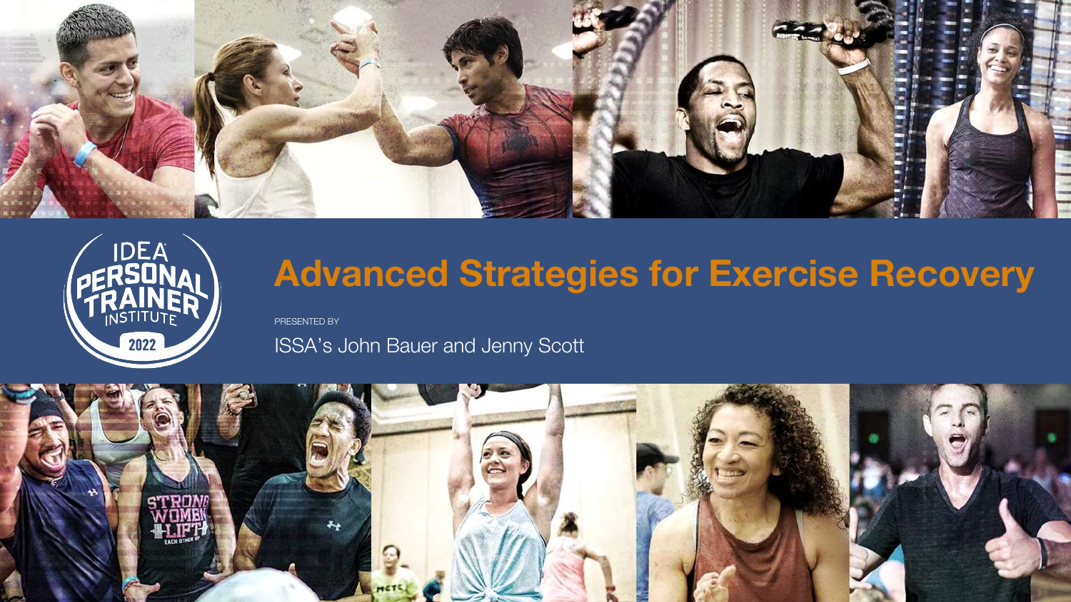IDEA PERSONAL TRAINER INSTITUTE 2022

# Advanced Strategies for Exercise Recovery

PRESENTED BY

ISSA's John Bauer and Jenny Scott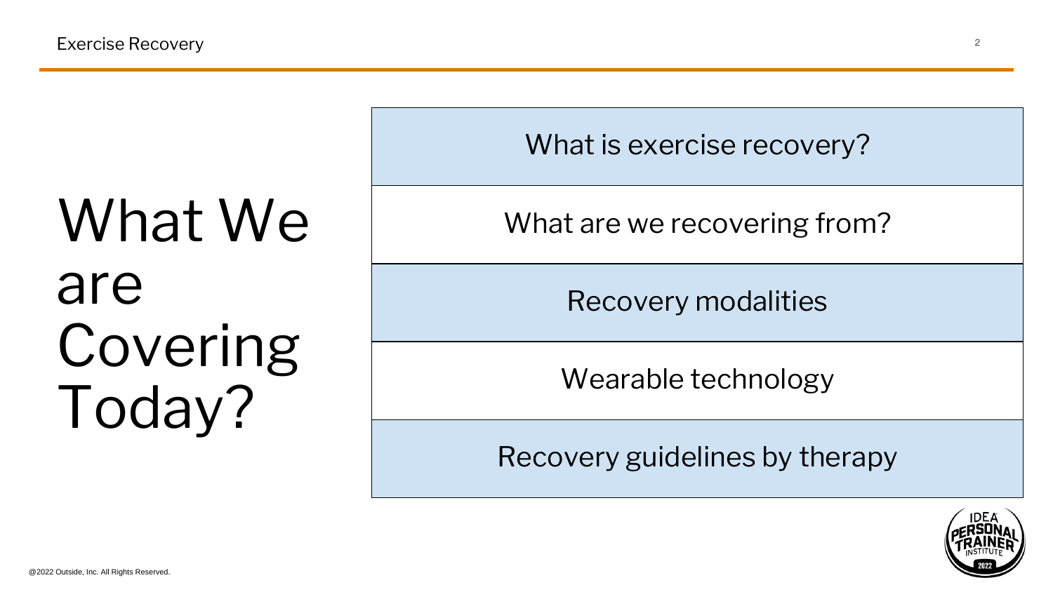# What We are Covering Today?

- What is exercise recovery?
- What are we recovering from?
- Recovery modalities
- Wearable technology
- Recovery guidelines by therapy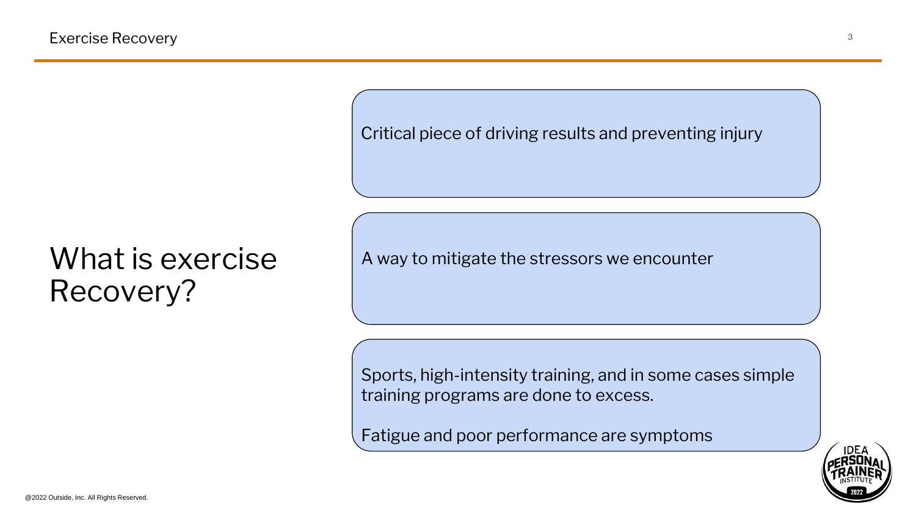# What is exercise Recovery?

Critical piece of driving results and preventing injury

A way to mitigate the stressors we encounter

Sports, high-intensity training, and in some cases simple training programs are done to excess.

Fatigue and poor performance are symptoms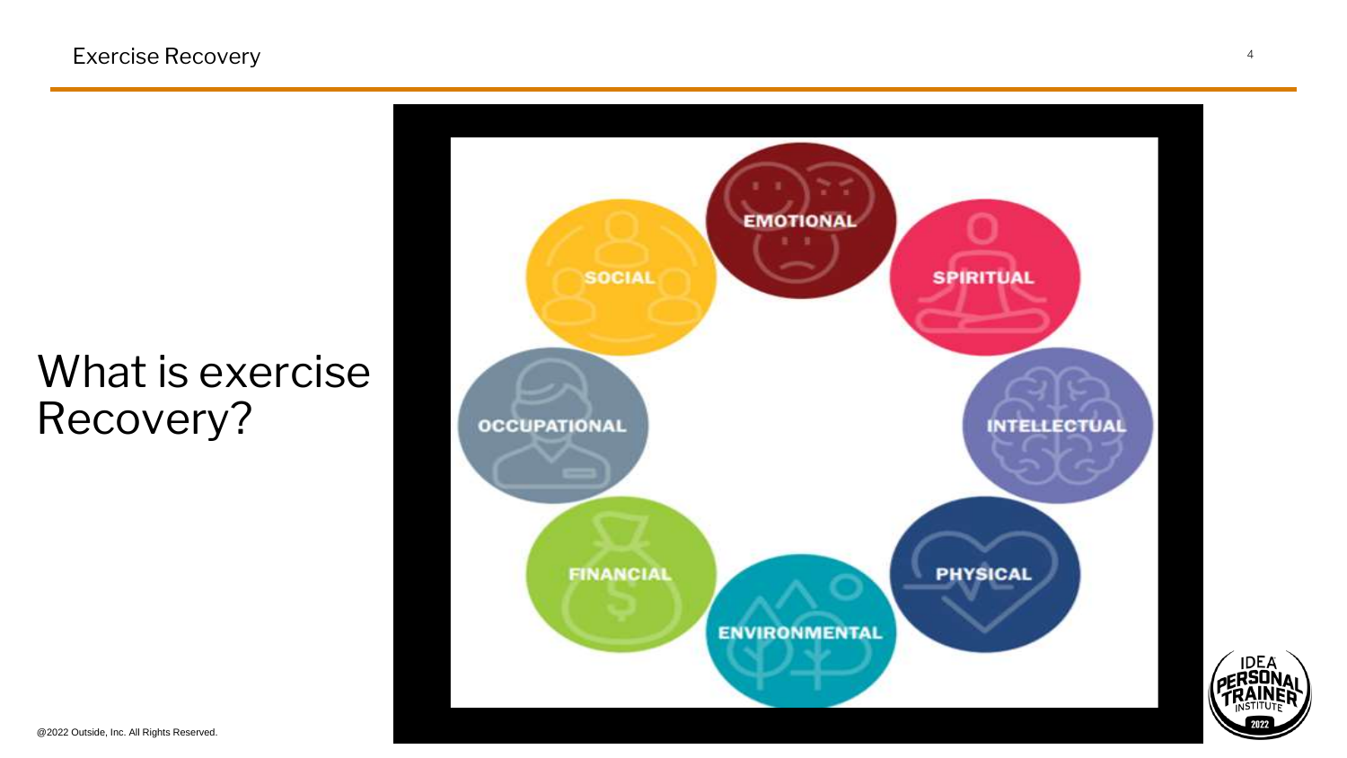# What is exercise Recovery?

EMOTIONAL

SPIRITUAL

INTELLECTUAL

PHYSICAL

ENVIRONMENTAL

FINANCIAL

OCCUPATIONAL

SOCIAL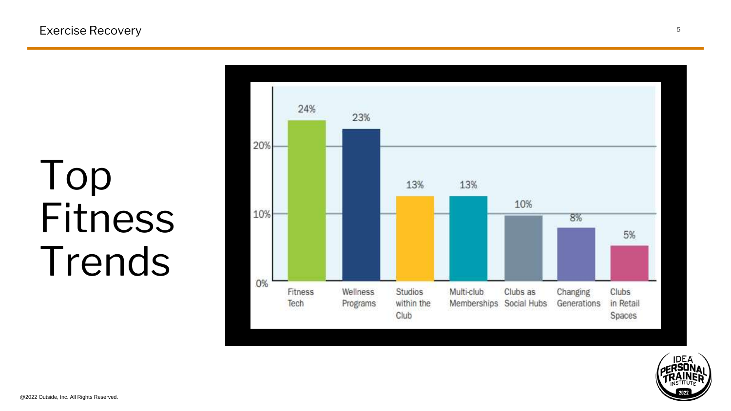# Top Fitness Trends

| Trend | Percentage |
| --- | --- |
| Fitness Tech | 24% |
| Wellness Programs | 23% |
| Studios within the Club | 13% |
| Multi-club Memberships | 13% |
| Clubs as Social Hubs | 10% |
| Changing Generations | 8% |
| Clubs in Retail Spaces | 5% |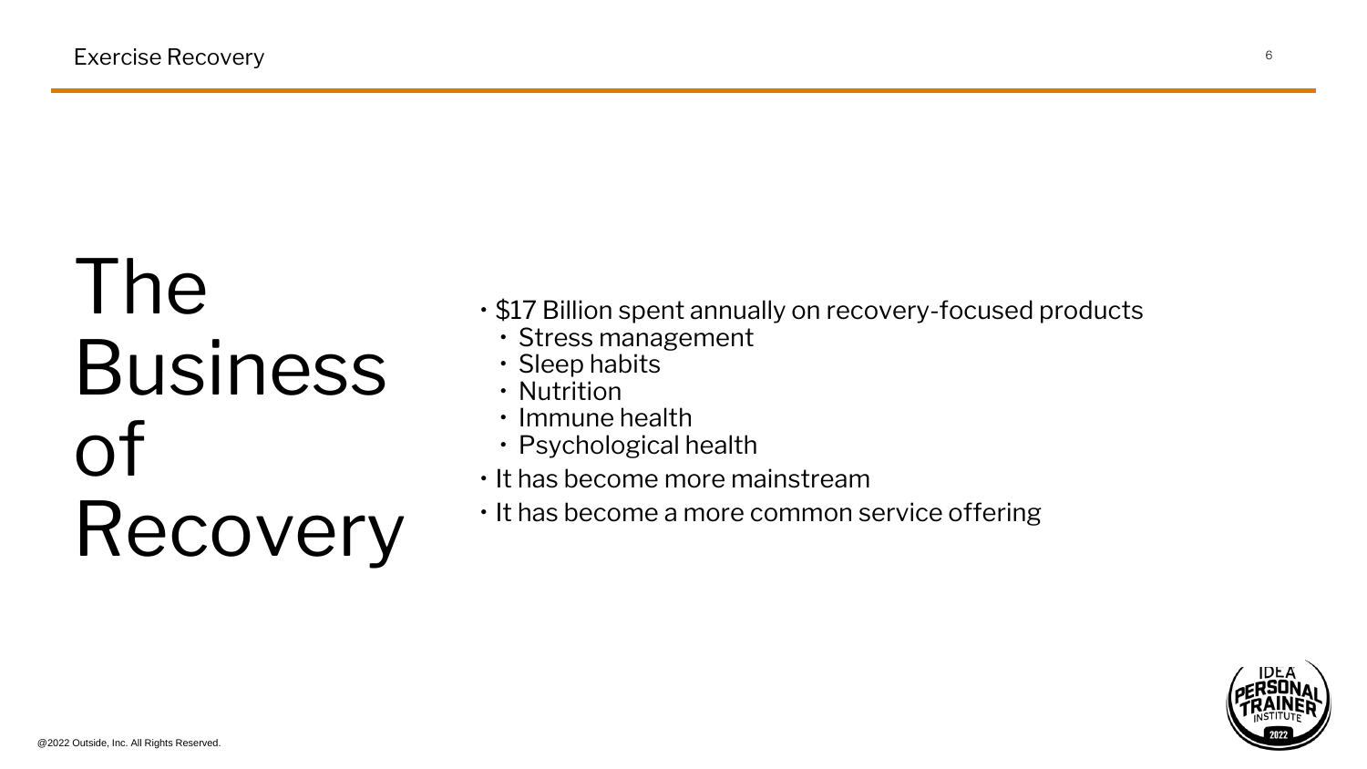# The Business of Recovery

- $17 Billion spent annually on recovery-focused products
  - Stress management
  - Sleep habits
  - Nutrition
  - Immune health
  - Psychological health
- It has become more mainstream
- It has become a more common service offering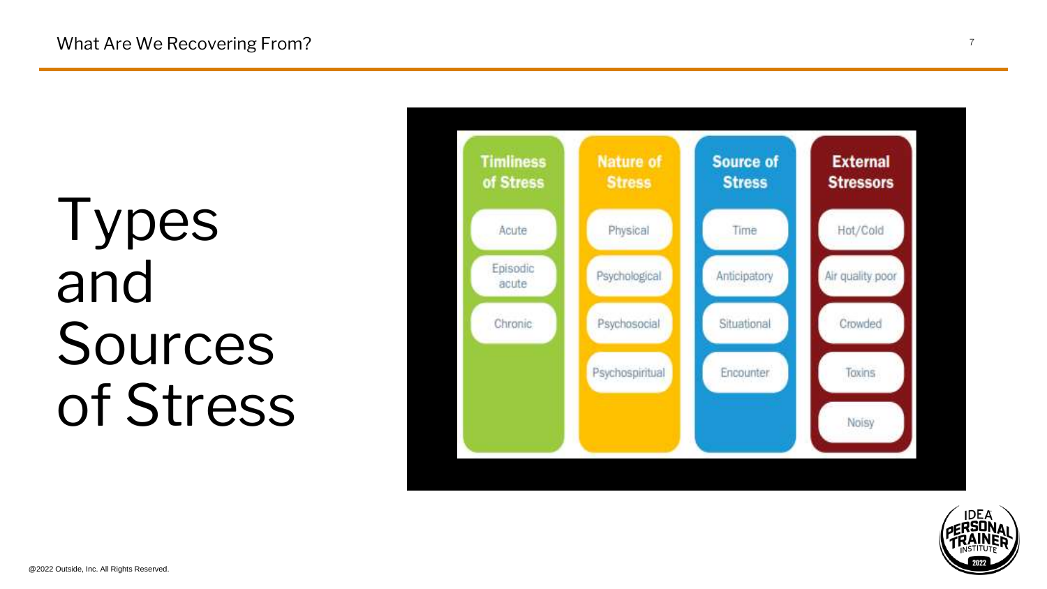# Types and Sources of Stress

| Timliness of Stress | Nature of Stress | Source of Stress | External Stressors |
| --- | --- | --- | --- |
| Acute | Physical | Time | Hot/Cold |
| Episodic acute | Psychological | Anticipatory | Air quality poor |
| Chronic | Psychosocial | Situational | Crowded |
| | Psychospiritual | Encounter | Toxins |
| | | | Noisy |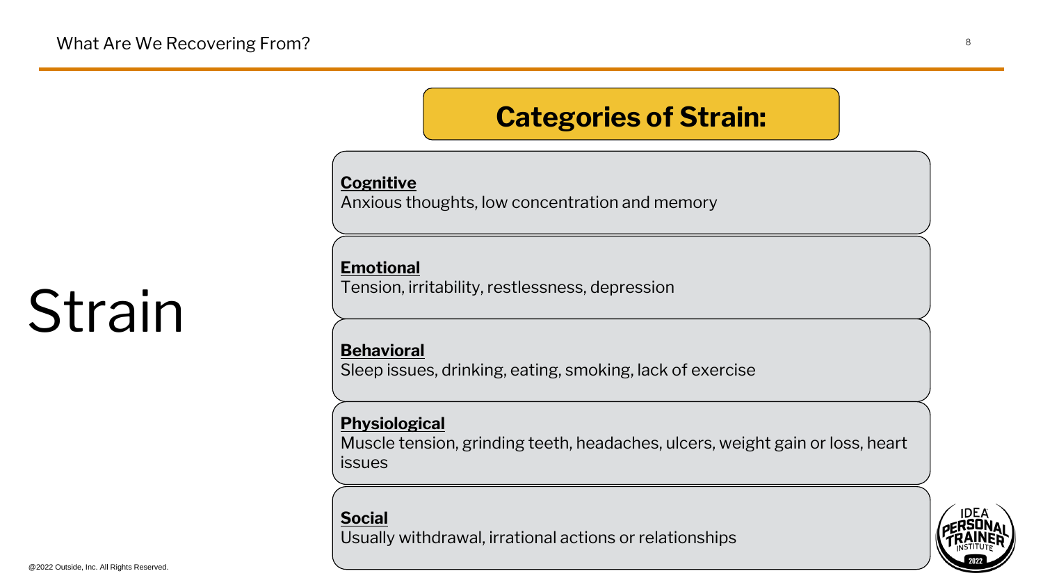# Strain

## Categories of Strain:

**Cognitive**
Anxious thoughts, low concentration and memory

**Emotional**
Tension, irritability, restlessness, depression

**Behavioral**
Sleep issues, drinking, eating, smoking, lack of exercise

**Physiological**
Muscle tension, grinding teeth, headaches, ulcers, weight gain or loss, heart issues

**Social**
Usually withdrawal, irrational actions or relationships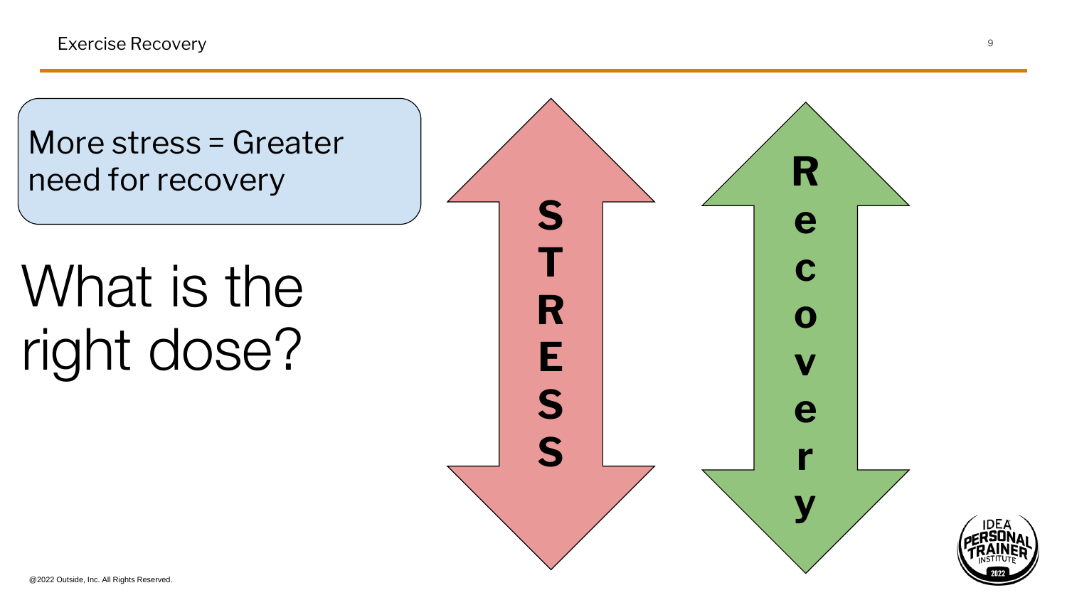More stress = Greater need for recovery

# What is the right dose?

STRESS

Recovery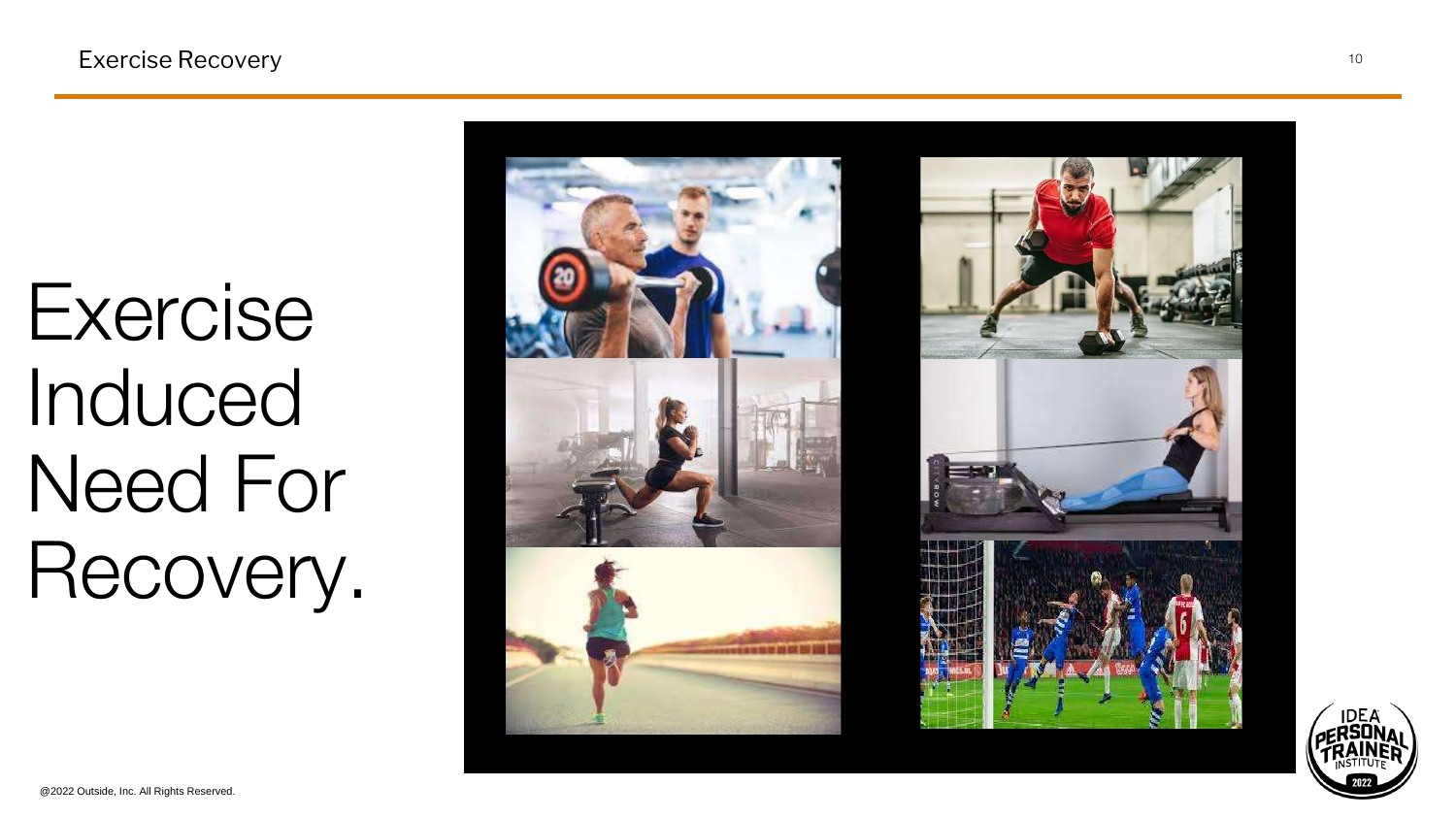# Exercise Induced Need For Recovery.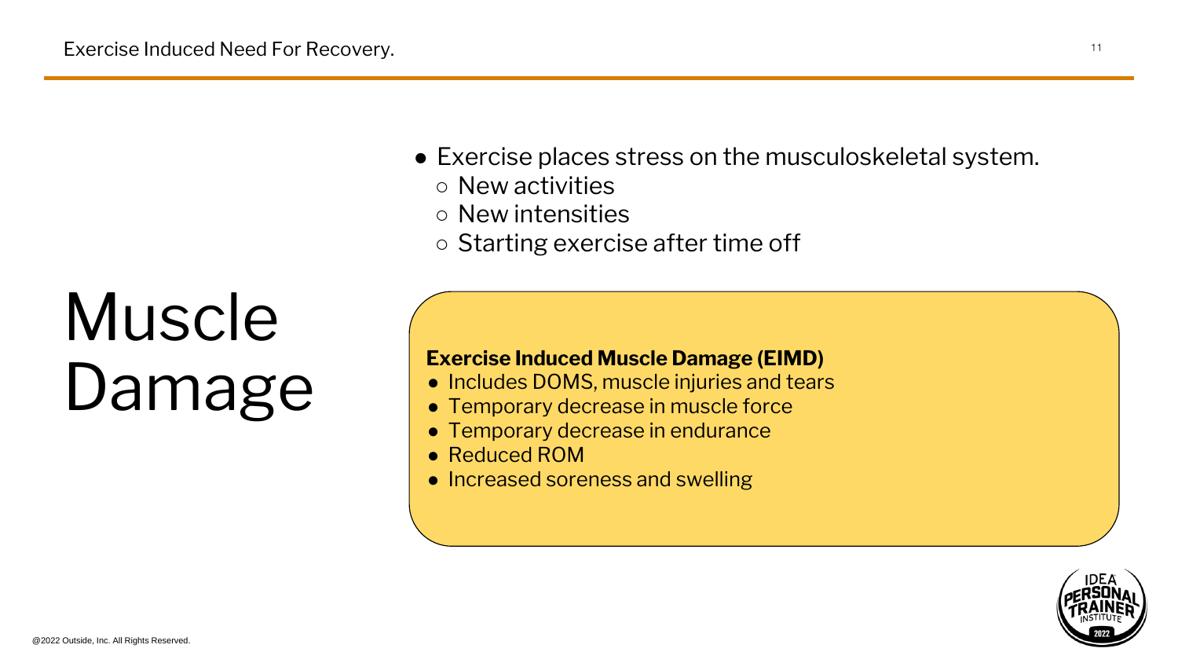# Muscle Damage

- Exercise places stress on the musculoskeletal system.
  - New activities
  - New intensities
  - Starting exercise after time off

**Exercise Induced Muscle Damage (EIMD)**

- Includes DOMS, muscle injuries and tears
- Temporary decrease in muscle force
- Temporary decrease in endurance
- Reduced ROM
- Increased soreness and swelling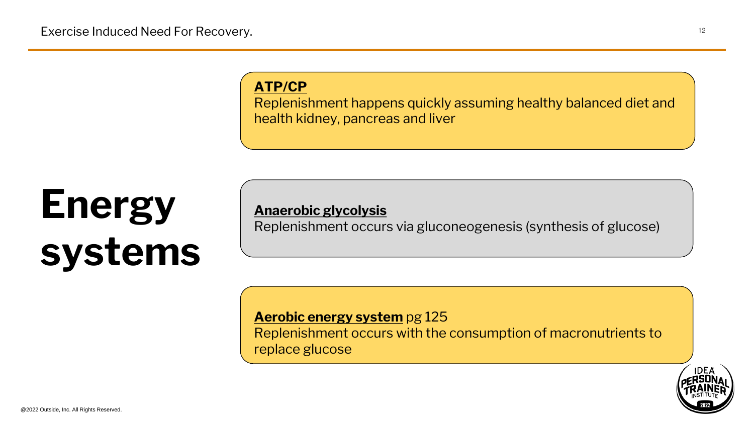Exercise Induced Need For Recovery.

# Energy systems

**ATP/CP**

Replenishment happens quickly assuming healthy balanced diet and health kidney, pancreas and liver

**Anaerobic glycolysis**

Replenishment occurs via gluconeogenesis (synthesis of glucose)

**Aerobic energy system** pg 125

Replenishment occurs with the consumption of macronutrients to replace glucose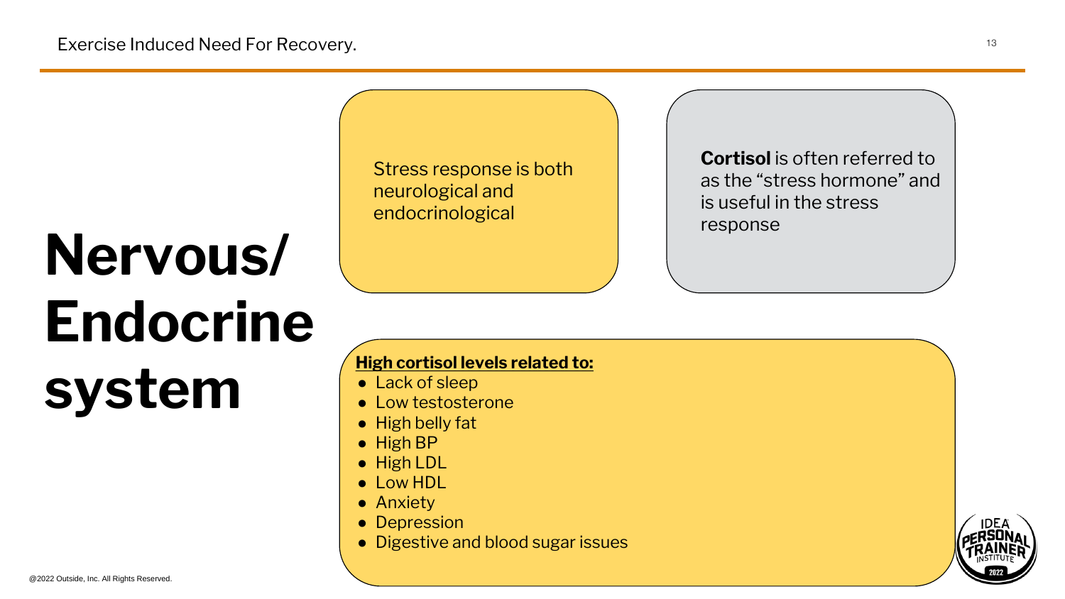Exercise Induced Need For Recovery.

# Nervous/ Endocrine system

Stress response is both neurological and endocrinological

**Cortisol** is often referred to as the “stress hormone” and is useful in the stress response

**High cortisol levels related to:**

- Lack of sleep
- Low testosterone
- High belly fat
- High BP
- High LDL
- Low HDL
- Anxiety
- Depression
- Digestive and blood sugar issues

@2022 Outside, Inc. All Rights Reserved.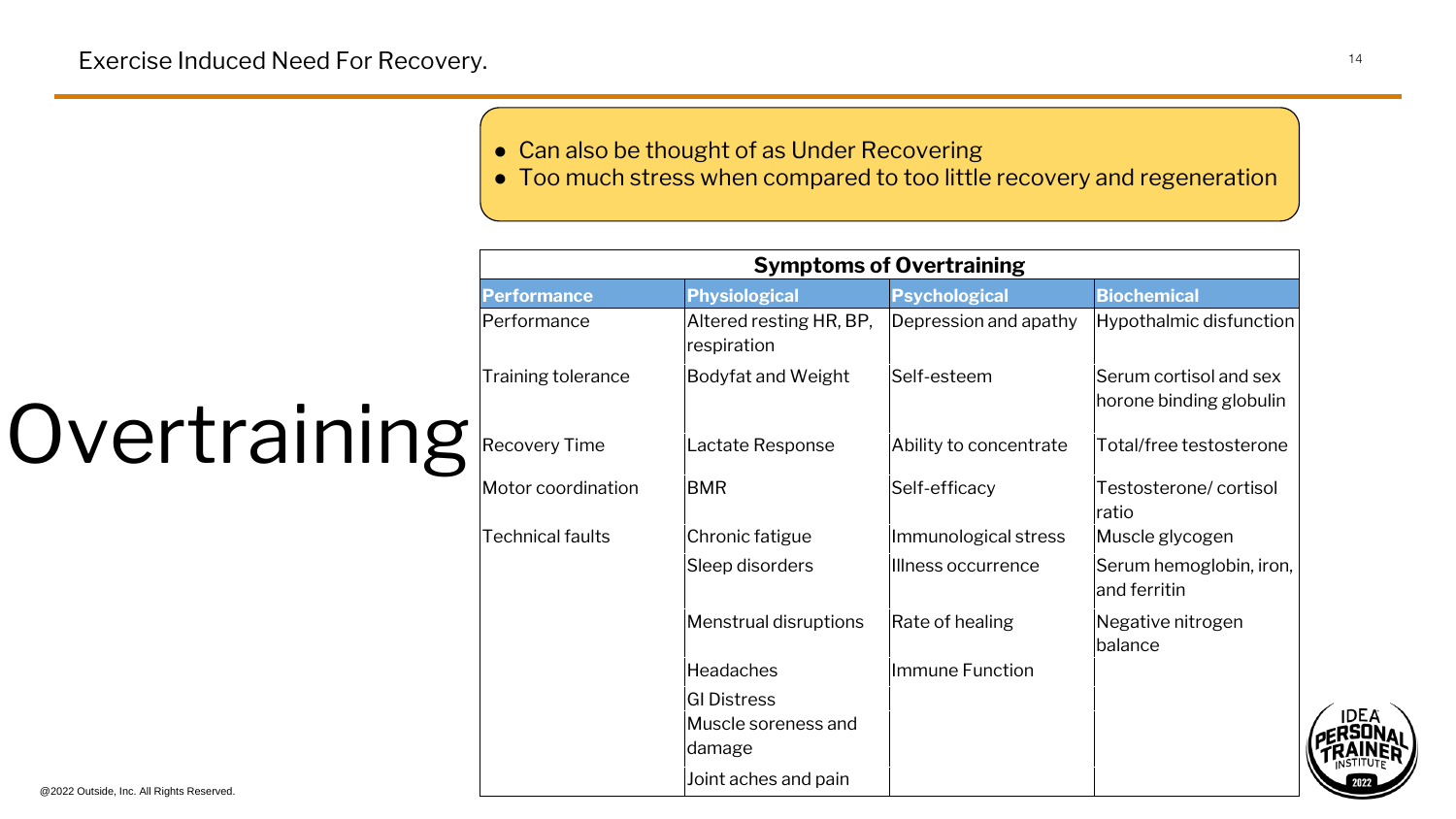# Exercise Induced Need For Recovery.

## Overtraining

- Can also be thought of as Under Recovering
- Too much stress when compared to too little recovery and regeneration

| **Symptoms of Overtraining** | | | |
|---|---|---|---|
| **Performance** | **Physiological** | **Psychological** | **Biochemical** |
| Performance | Altered resting HR, BP, respiration | Depression and apathy | Hypothalmic disfunction |
| Training tolerance | Bodyfat and Weight | Self-esteem | Serum cortisol and sex horone binding globulin |
| Recovery Time | Lactate Response | Ability to concentrate | Total/free testosterone |
| Motor coordination | BMR | Self-efficacy | Testosterone/ cortisol ratio |
| Technical faults | Chronic fatigue | Immunological stress | Muscle glycogen |
| | Sleep disorders | Illness occurrence | Serum hemoglobin, iron, and ferritin |
| | Menstrual disruptions | Rate of healing | Negative nitrogen balance |
| | Headaches | Immune Function | |
| | GI Distress | | |
| | Muscle soreness and damage | | |
| | Joint aches and pain | | |

@2022 Outside, Inc. All Rights Reserved.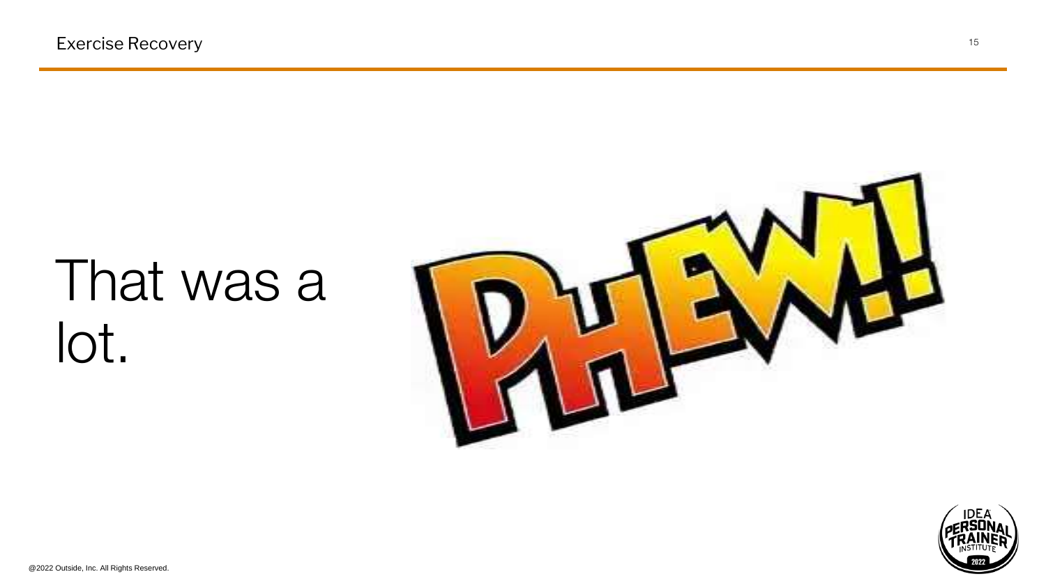That was a lot.

PHEW!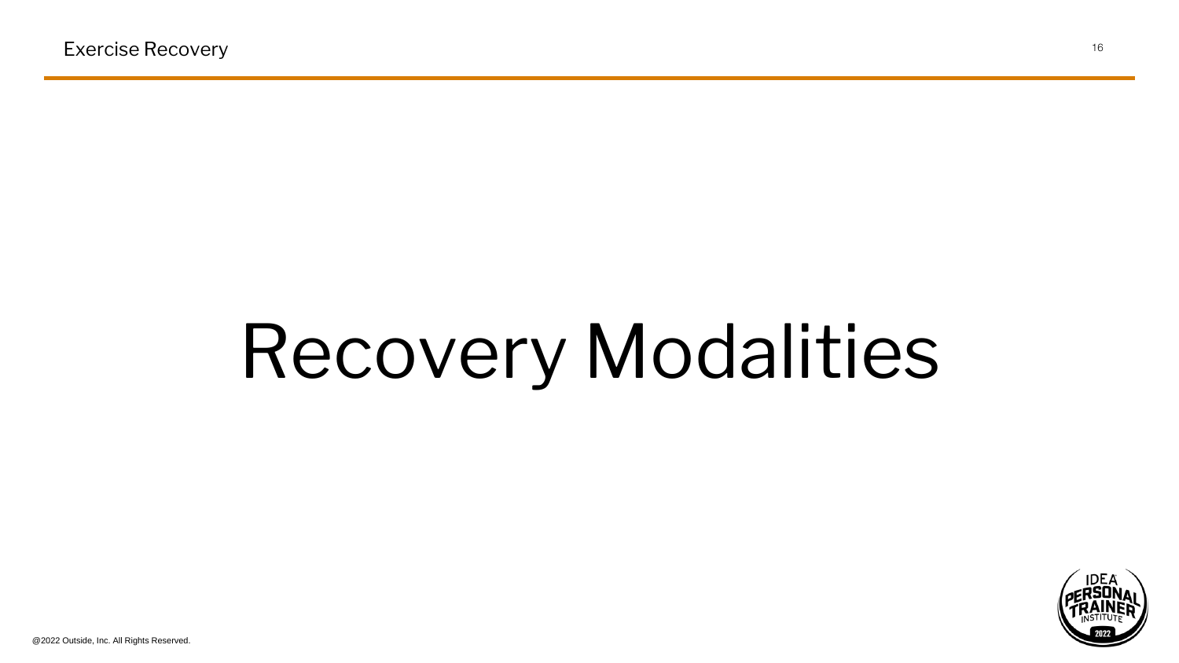# Recovery Modalities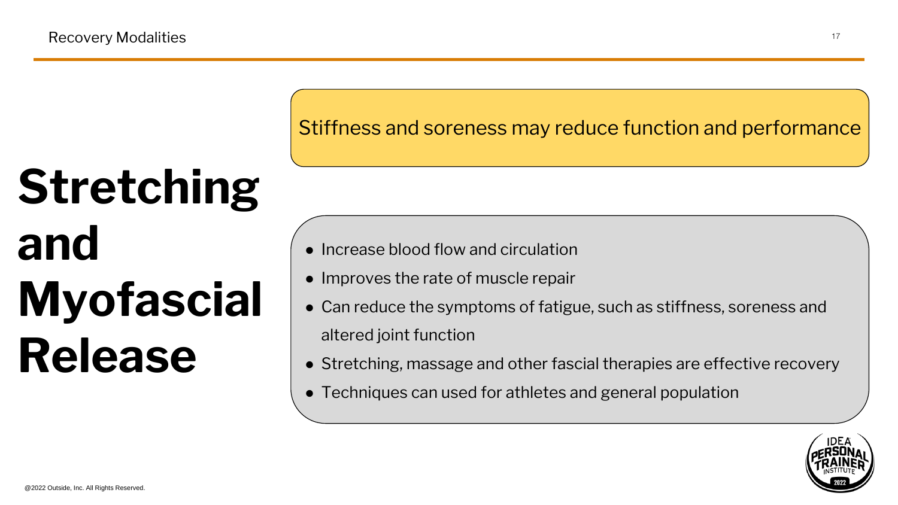# Stretching and Myofascial Release

Stiffness and soreness may reduce function and performance

- Increase blood flow and circulation
- Improves the rate of muscle repair
- Can reduce the symptoms of fatigue, such as stiffness, soreness and altered joint function
- Stretching, massage and other fascial therapies are effective recovery
- Techniques can used for athletes and general population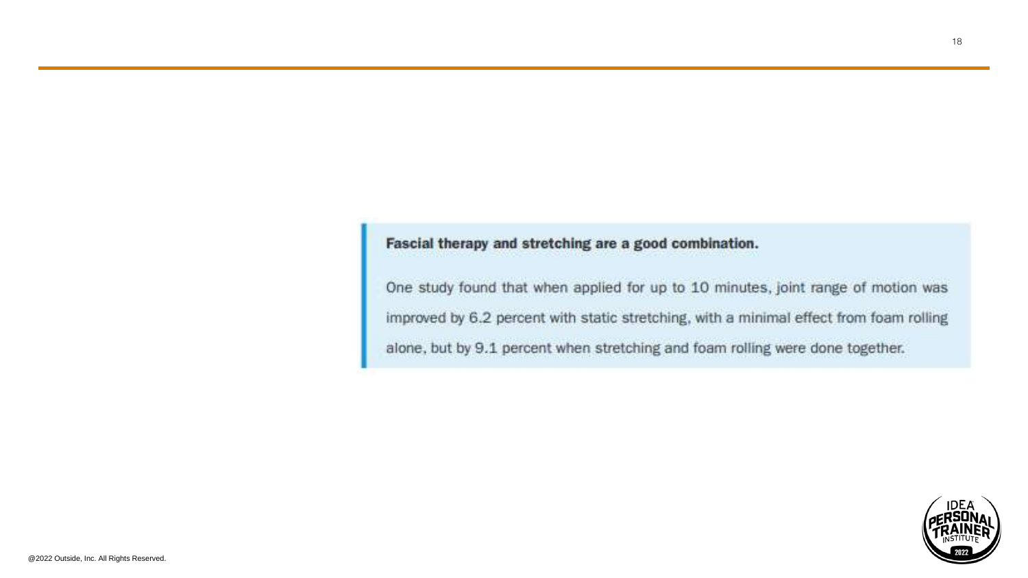**Fascial therapy and stretching are a good combination.**

One study found that when applied for up to 10 minutes, joint range of motion was improved by 6.2 percent with static stretching, with a minimal effect from foam rolling alone, but by 9.1 percent when stretching and foam rolling were done together.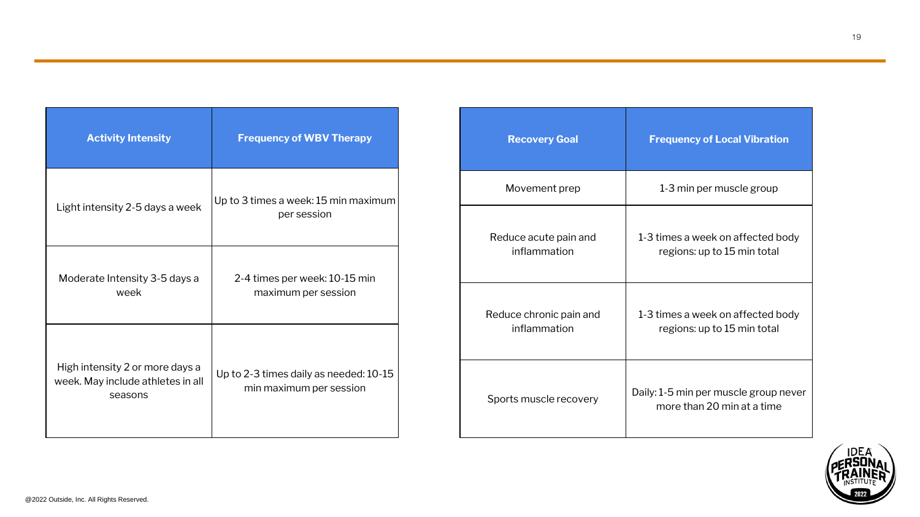| Activity Intensity | Frequency of WBV Therapy |
| --- | --- |
| Light intensity 2-5 days a week | Up to 3 times a week: 15 min maximum per session |
| Moderate Intensity 3-5 days a week | 2-4 times per week: 10-15 min maximum per session |
| High intensity 2 or more days a week. May include athletes in all seasons | Up to 2-3 times daily as needed: 10-15 min maximum per session |

| Recovery Goal | Frequency of Local Vibration |
| --- | --- |
| Movement prep | 1-3 min per muscle group |
| Reduce acute pain and inflammation | 1-3 times a week on affected body regions: up to 15 min total |
| Reduce chronic pain and inflammation | 1-3 times a week on affected body regions: up to 15 min total |
| Sports muscle recovery | Daily: 1-5 min per muscle group never more than 20 min at a time |

@2022 Outside, Inc. All Rights Reserved.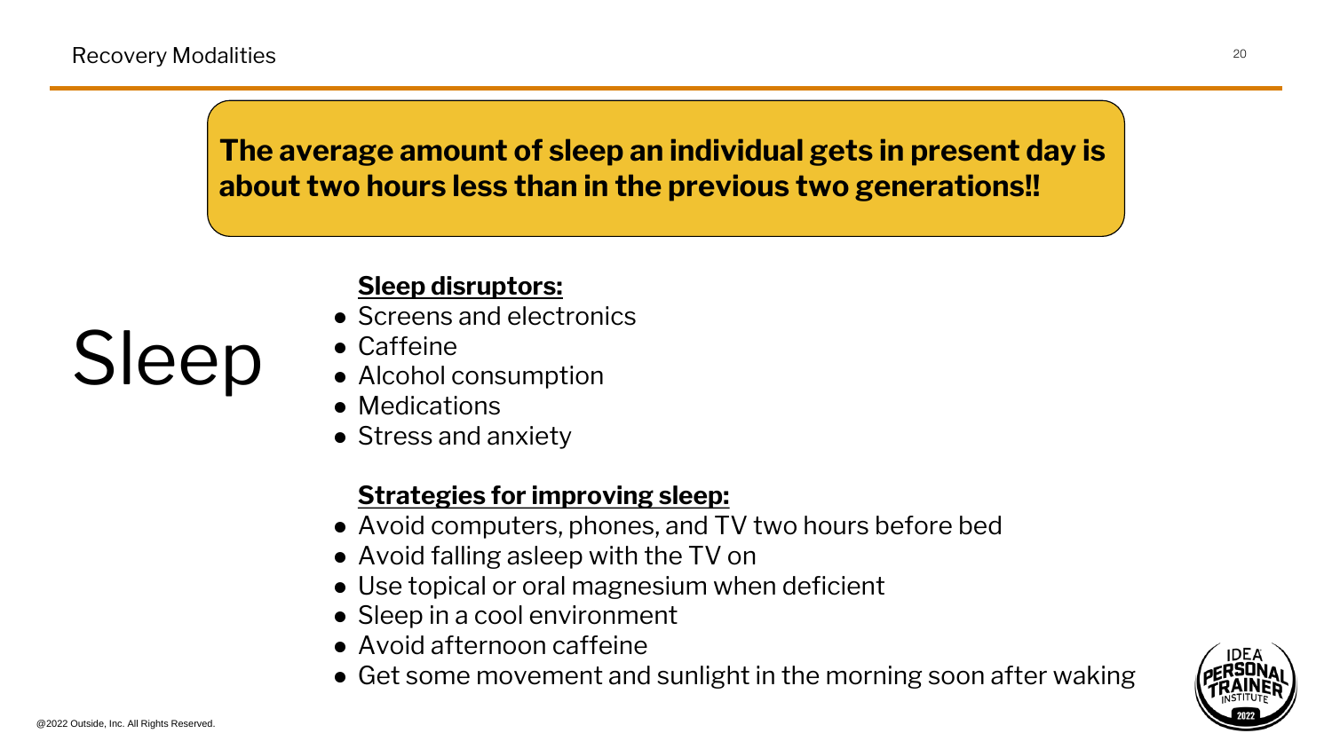**The average amount of sleep an individual gets in present day is about two hours less than in the previous two generations!!**

# Sleep

**Sleep disruptors:**

- Screens and electronics
- Caffeine
- Alcohol consumption
- Medications
- Stress and anxiety

**Strategies for improving sleep:**

- Avoid computers, phones, and TV two hours before bed
- Avoid falling asleep with the TV on
- Use topical or oral magnesium when deficient
- Sleep in a cool environment
- Avoid afternoon caffeine
- Get some movement and sunlight in the morning soon after waking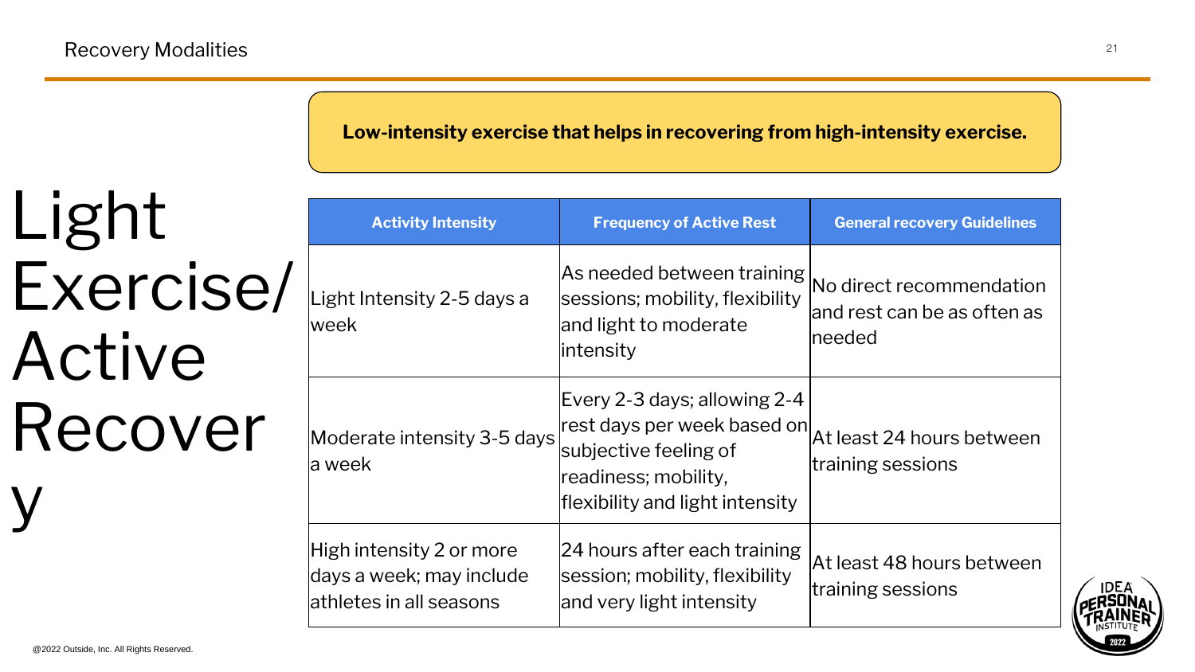# Light Exercise/ Active Recovery

**Low-intensity exercise that helps in recovering from high-intensity exercise.**

| Activity Intensity | Frequency of Active Rest | General recovery Guidelines |
| --- | --- | --- |
| Light Intensity 2-5 days a week | As needed between training sessions; mobility, flexibility and light to moderate intensity | No direct recommendation and rest can be as often as needed |
| Moderate intensity 3-5 days a week | Every 2-3 days; allowing 2-4 rest days per week based on subjective feeling of readiness; mobility, flexibility and light intensity | At least 24 hours between training sessions |
| High intensity 2 or more days a week; may include athletes in all seasons | 24 hours after each training session; mobility, flexibility and very light intensity | At least 48 hours between training sessions |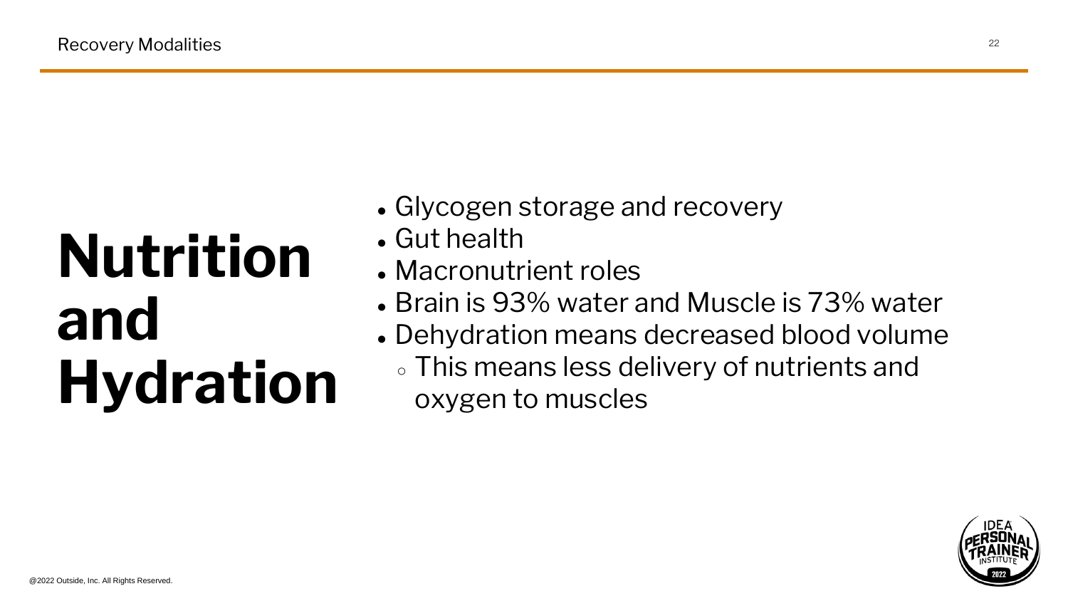# Nutrition and Hydration

- Glycogen storage and recovery
- Gut health
- Macronutrient roles
- Brain is 93% water and Muscle is 73% water
- Dehydration means decreased blood volume
  - This means less delivery of nutrients and oxygen to muscles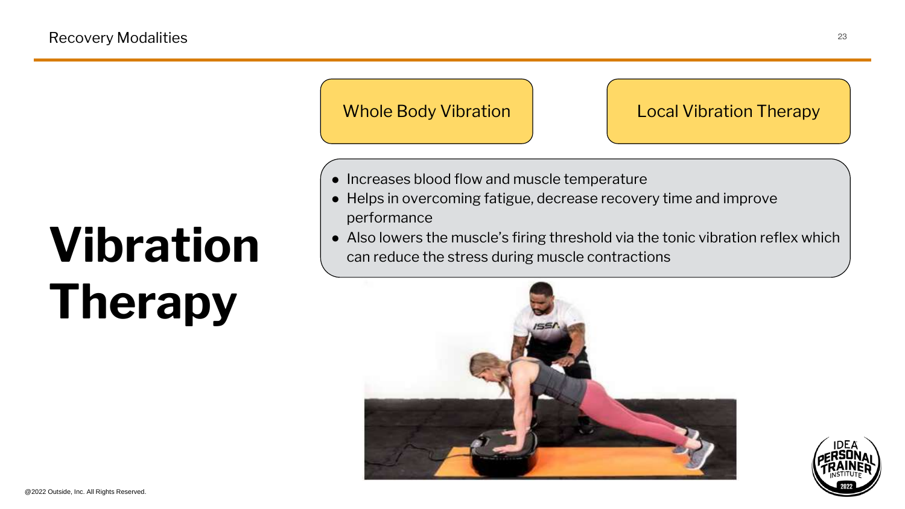# Vibration Therapy

**Whole Body Vibration** | **Local Vibration Therapy**

- Increases blood flow and muscle temperature
- Helps in overcoming fatigue, decrease recovery time and improve performance
- Also lowers the muscle's firing threshold via the tonic vibration reflex which can reduce the stress during muscle contractions

@2022 Outside, Inc. All Rights Reserved.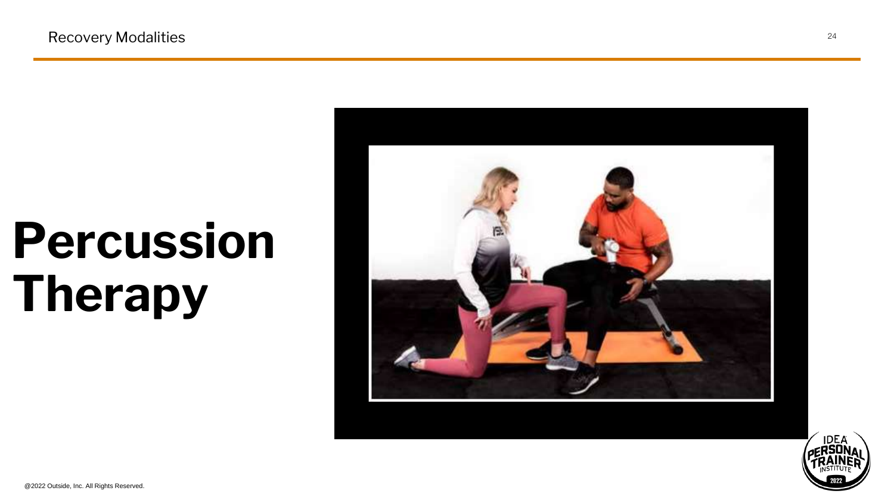# Percussion Therapy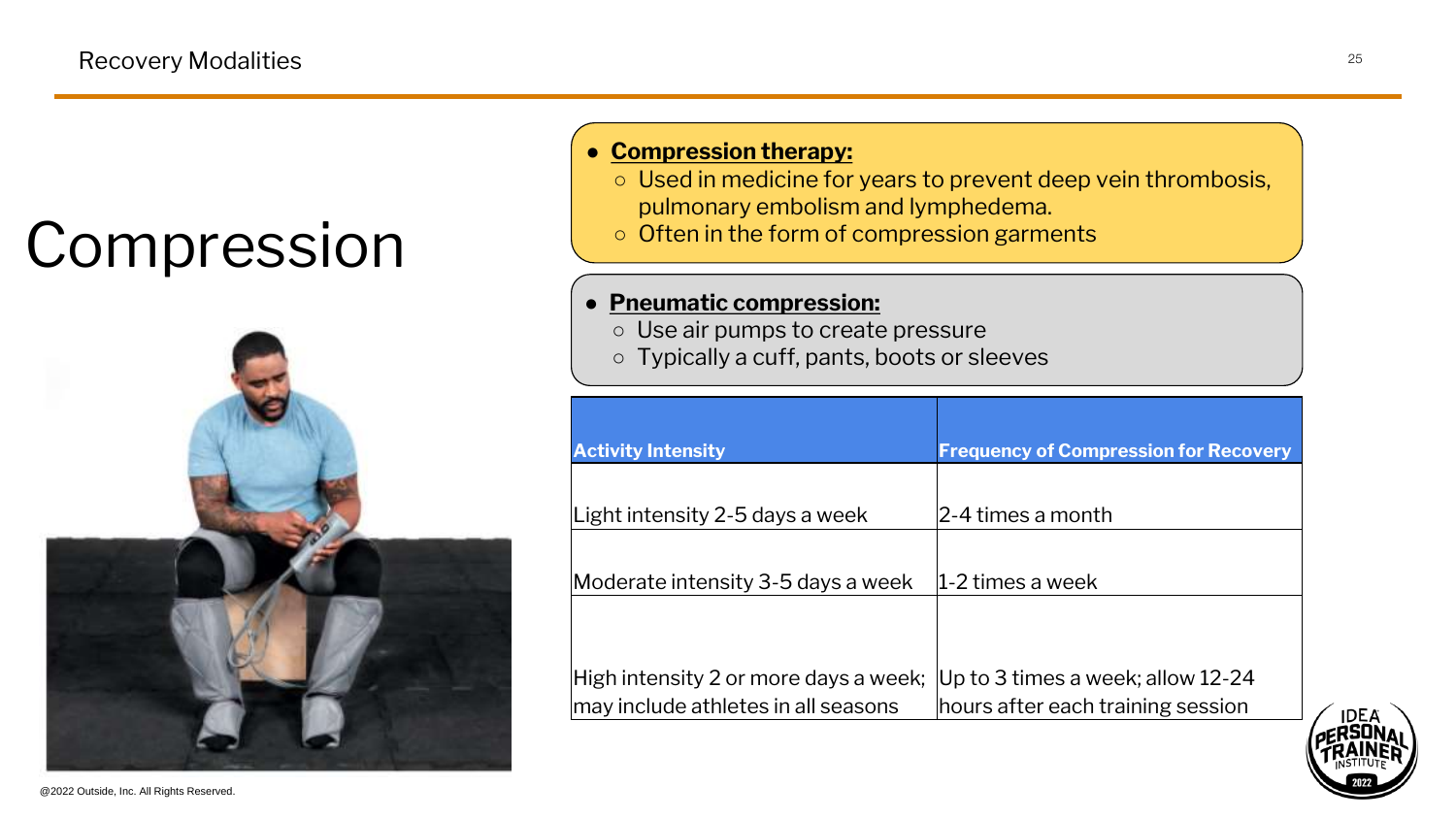# Compression

- **Compression therapy:**
  - Used in medicine for years to prevent deep vein thrombosis, pulmonary embolism and lymphedema.
  - Often in the form of compression garments

- **Pneumatic compression:**
  - Use air pumps to create pressure
  - Typically a cuff, pants, boots or sleeves

| Activity Intensity | Frequency of Compression for Recovery |
| --- | --- |
| Light intensity 2-5 days a week | 2-4 times a month |
| Moderate intensity 3-5 days a week | 1-2 times a week |
| High intensity 2 or more days a week; may include athletes in all seasons | Up to 3 times a week; allow 12-24 hours after each training session |

@2022 Outside, Inc. All Rights Reserved.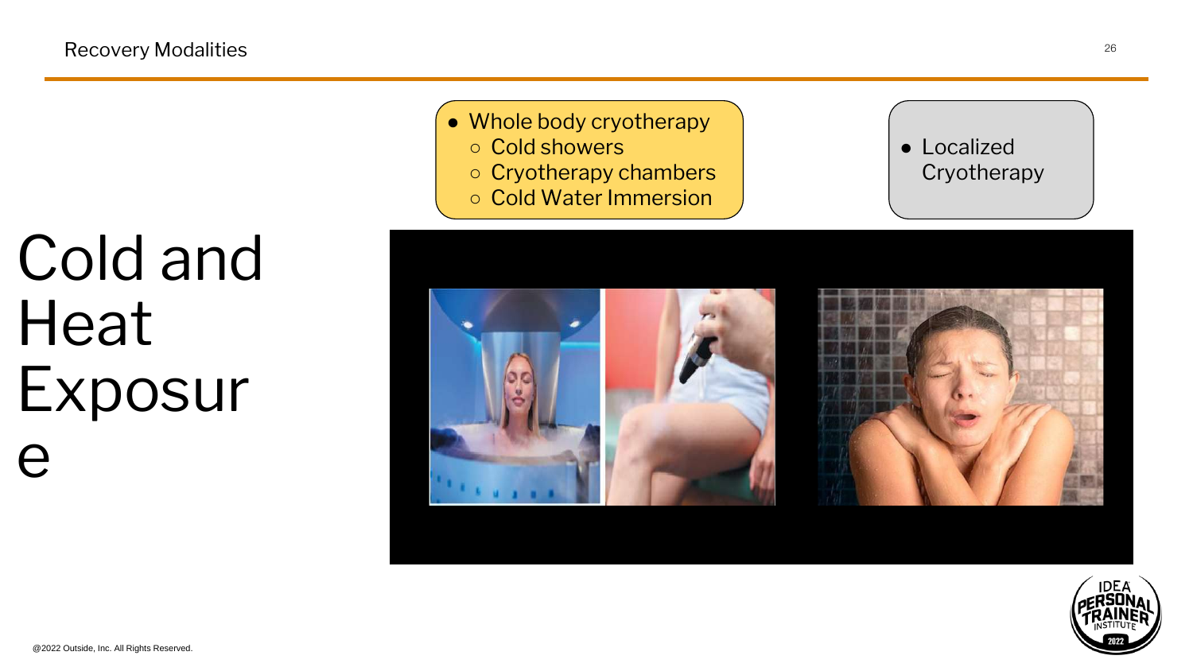# Cold and Heat Exposure

- Whole body cryotherapy
  - Cold showers
  - Cryotherapy chambers
  - Cold Water Immersion

- Localized Cryotherapy

@2022 Outside, Inc. All Rights Reserved.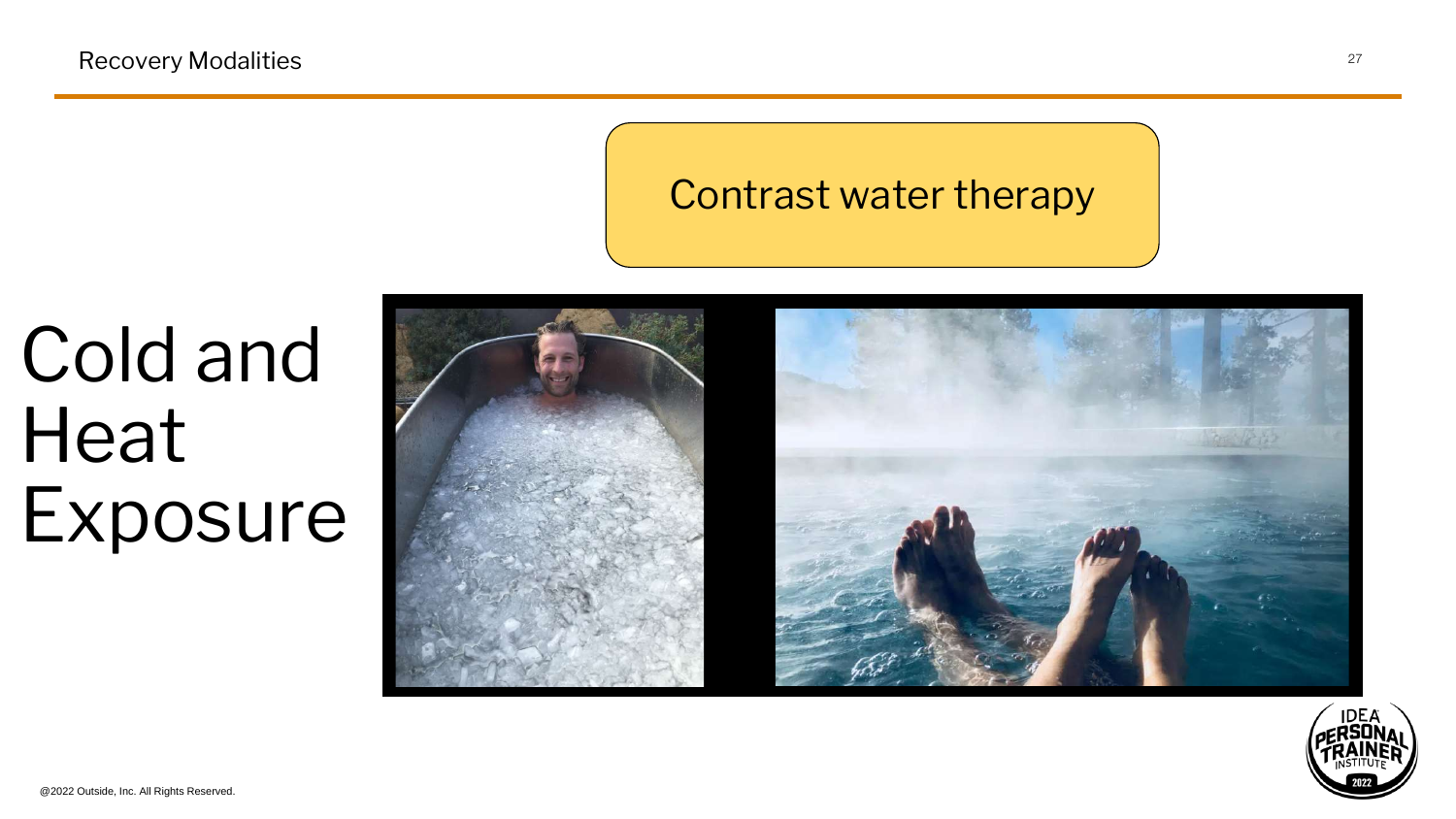# Cold and Heat Exposure

Contrast water therapy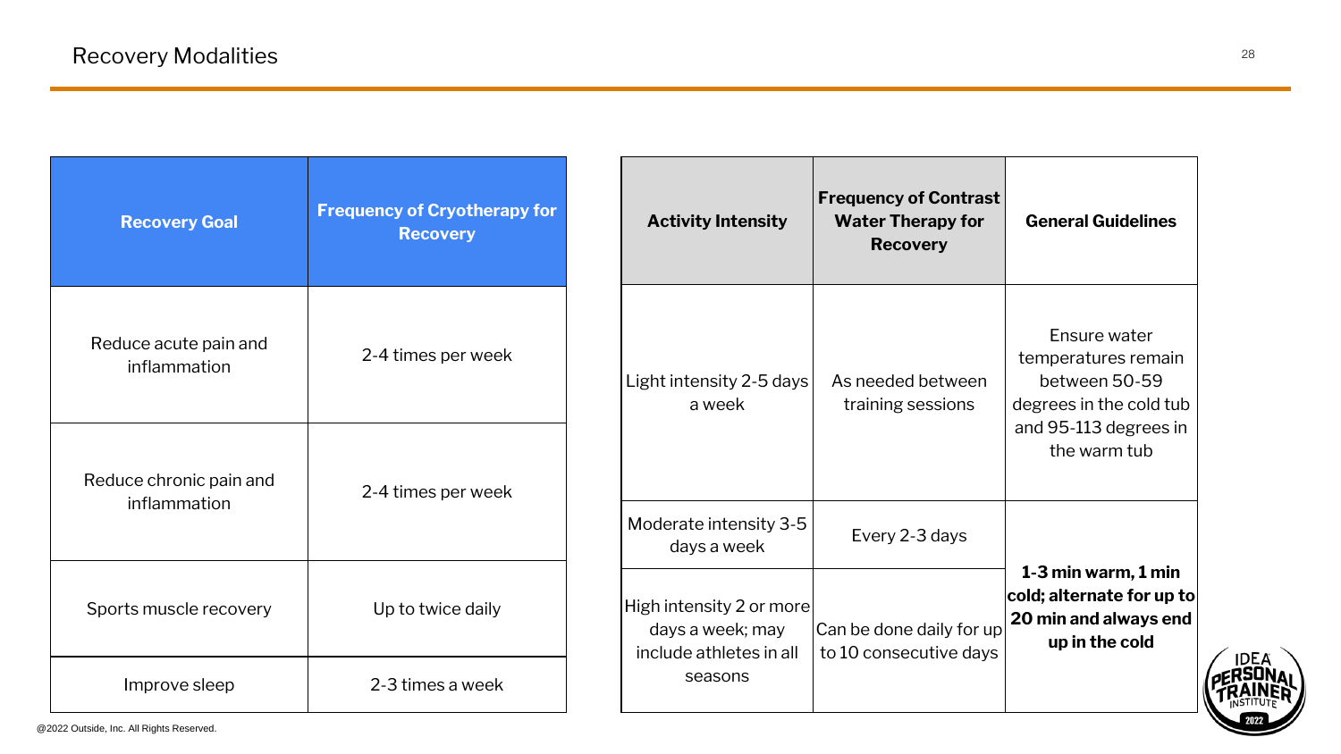# Recovery Modalities

| Recovery Goal | Frequency of Cryotherapy for Recovery |
|---|---|
| Reduce acute pain and inflammation | 2-4 times per week |
| Reduce chronic pain and inflammation | 2-4 times per week |
| Sports muscle recovery | Up to twice daily |
| Improve sleep | 2-3 times a week |

| Activity Intensity | Frequency of Contrast Water Therapy for Recovery | General Guidelines |
|---|---|---|
| Light intensity 2-5 days a week | As needed between training sessions | Ensure water temperatures remain between 50-59 degrees in the cold tub and 95-113 degrees in the warm tub |
| Moderate intensity 3-5 days a week | Every 2-3 days | **1-3 min warm, 1 min cold; alternate for up to 20 min and always end up in the cold** |
| High intensity 2 or more days a week; may include athletes in all seasons | Can be done daily for up to 10 consecutive days | |

@2022 Outside, Inc. All Rights Reserved.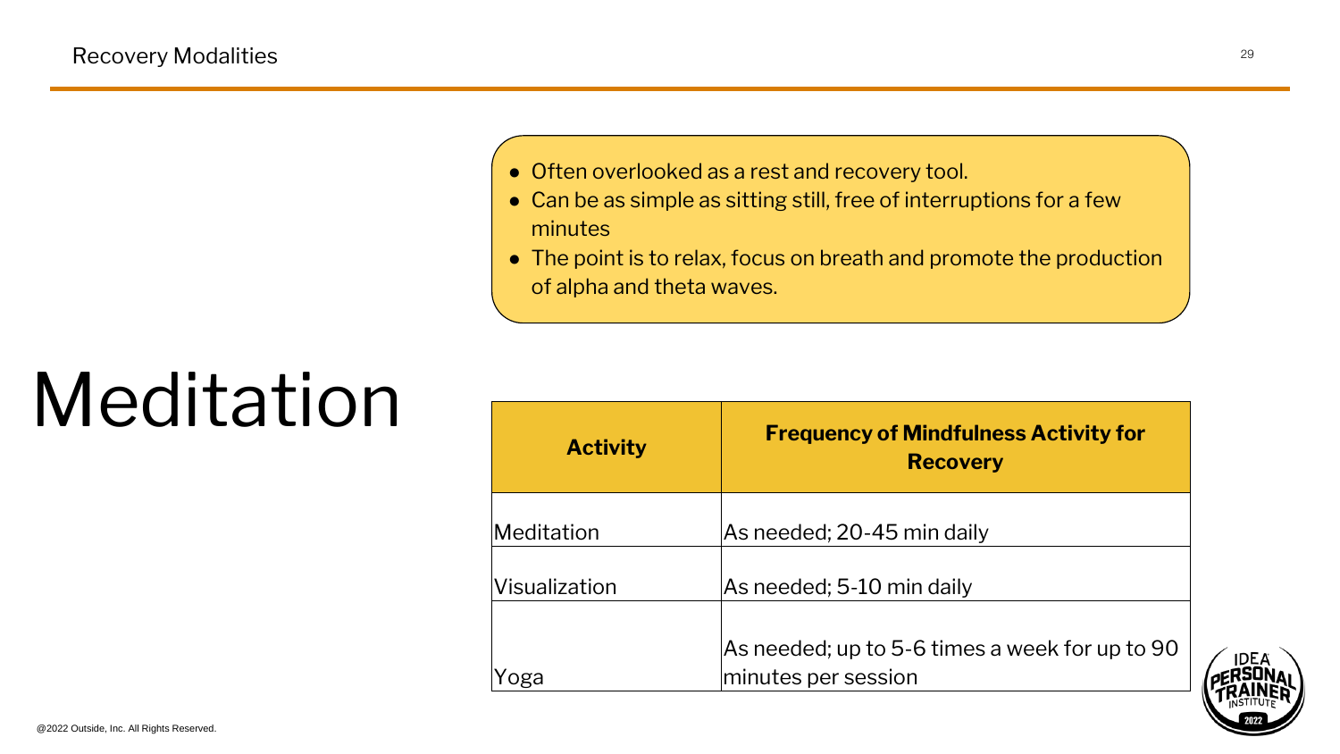# Meditation

- Often overlooked as a rest and recovery tool.
- Can be as simple as sitting still, free of interruptions for a few minutes
- The point is to relax, focus on breath and promote the production of alpha and theta waves.

| Activity | Frequency of Mindfulness Activity for Recovery |
|---|---|
| Meditation | As needed; 20-45 min daily |
| Visualization | As needed; 5-10 min daily |
| Yoga | As needed; up to 5-6 times a week for up to 90 minutes per session |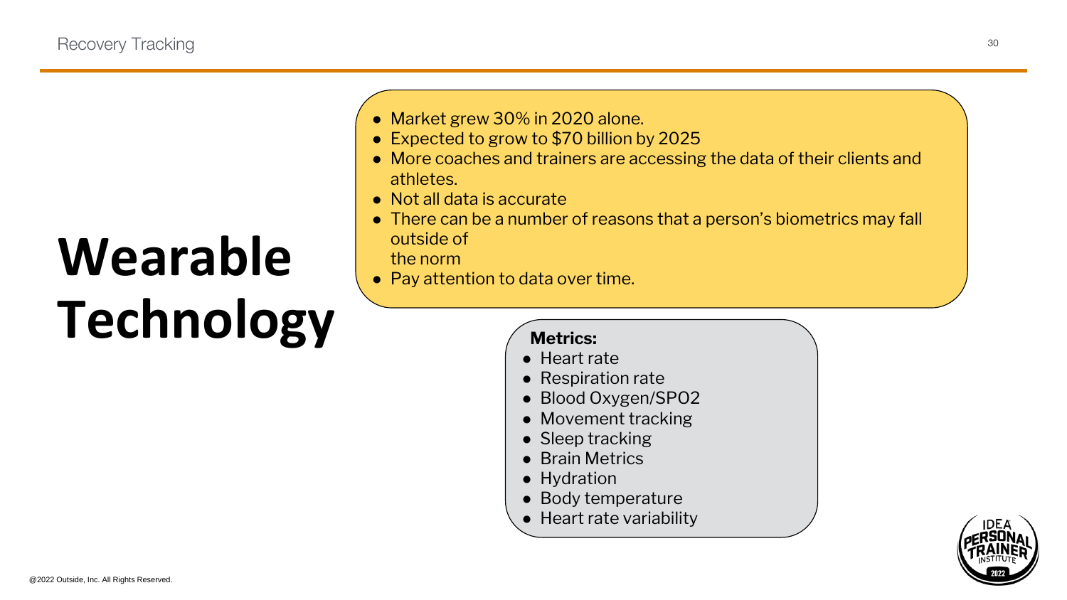# Wearable Technology

- Market grew 30% in 2020 alone.
- Expected to grow to $70 billion by 2025
- More coaches and trainers are accessing the data of their clients and athletes.
- Not all data is accurate
- There can be a number of reasons that a person's biometrics may fall outside of the norm
- Pay attention to data over time.

**Metrics:**

- Heart rate
- Respiration rate
- Blood Oxygen/SPO2
- Movement tracking
- Sleep tracking
- Brain Metrics
- Hydration
- Body temperature
- Heart rate variability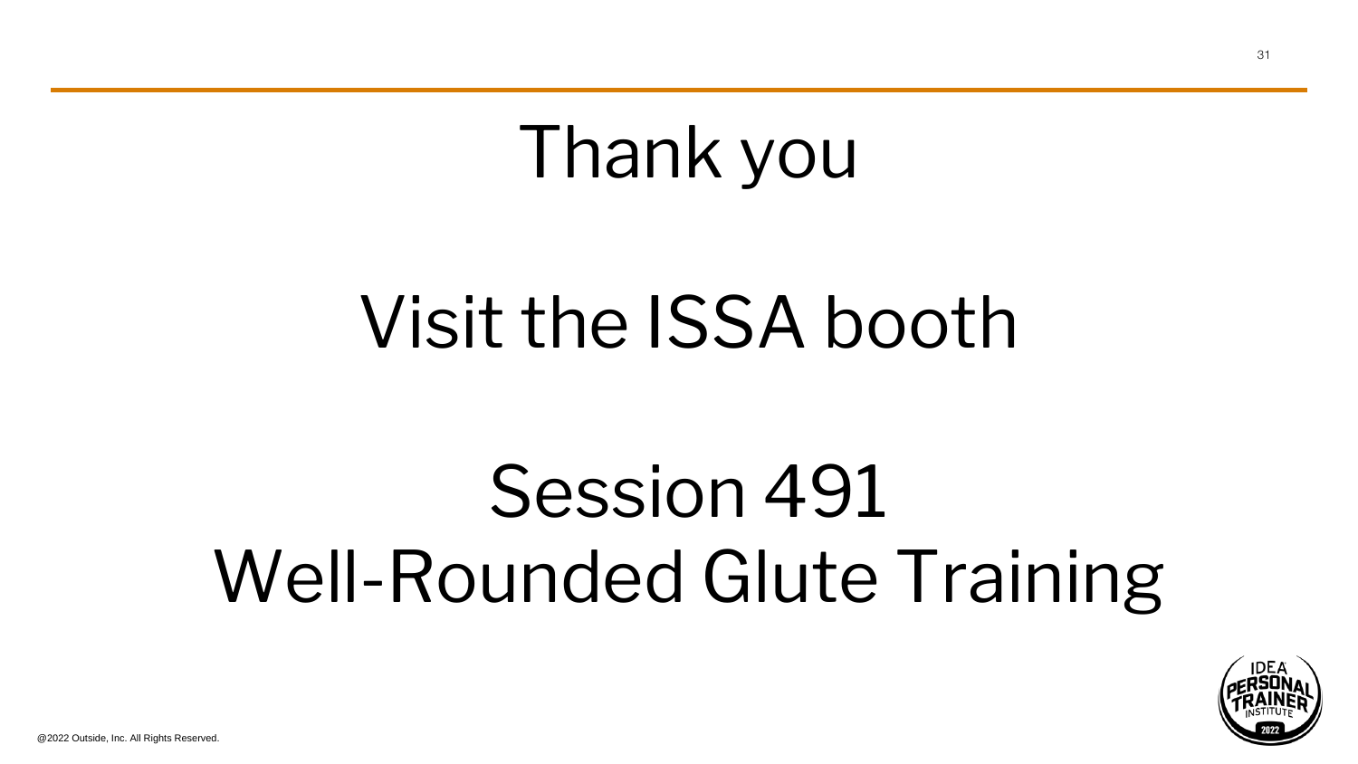# Thank you

# Visit the ISSA booth

# Session 491
# Well-Rounded Glute Training

@2022 Outside, Inc. All Rights Reserved.